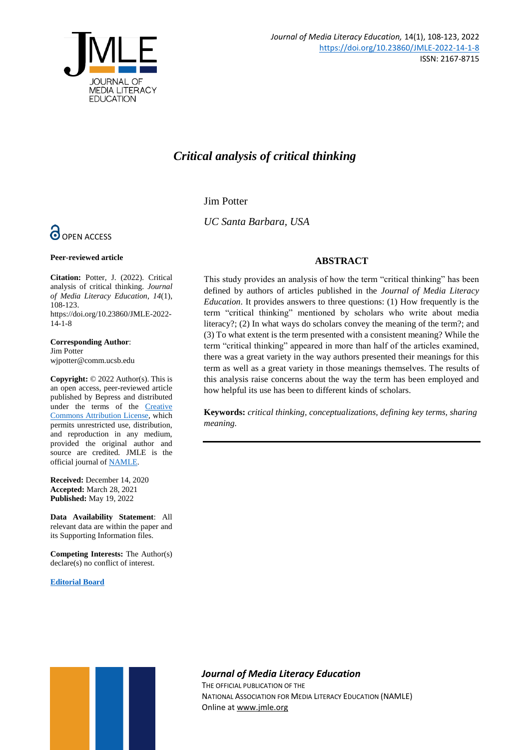*Journal of Media Literacy Education,* 14(1), 108-123, 2022
https://doi.org/10.23860/JMLE-2022-14-1-8
ISSN: 2167-8715

# *Critical analysis of critical thinking*

Jim Potter

*UC Santa Barbara, USA*

OPEN ACCESS

**Peer-reviewed article**

**Citation:** Potter, J. (2022). Critical analysis of critical thinking. *Journal of Media Literacy Education*, *14*(1), 108-123. https://doi.org/10.23860/JMLE-2022-14-1-8

**Corresponding Author**:
Jim Potter
wjpotter@comm.ucsb.edu

**Copyright:** © 2022 Author(s). This is an open access, peer-reviewed article published by Bepress and distributed under the terms of the Creative Commons Attribution License, which permits unrestricted use, distribution, and reproduction in any medium, provided the original author and source are credited. JMLE is the official journal of NAMLE.

**Received:** December 14, 2020
**Accepted:** March 28, 2021
**Published:** May 19, 2022

**Data Availability Statement**: All relevant data are within the paper and its Supporting Information files.

**Competing Interests:** The Author(s) declare(s) no conflict of interest.

**Editorial Board**

## ABSTRACT

This study provides an analysis of how the term "critical thinking" has been defined by authors of articles published in the *Journal of Media Literacy Education*. It provides answers to three questions: (1) How frequently is the term "critical thinking" mentioned by scholars who write about media literacy?; (2) In what ways do scholars convey the meaning of the term?; and (3) To what extent is the term presented with a consistent meaning? While the term "critical thinking" appeared in more than half of the articles examined, there was a great variety in the way authors presented their meanings for this term as well as a great variety in those meanings themselves. The results of this analysis raise concerns about the way the term has been employed and how helpful its use has been to different kinds of scholars.

**Keywords:** *critical thinking, conceptualizations, defining key terms, sharing meaning.*

---

***Journal of Media Literacy Education***
THE OFFICIAL PUBLICATION OF THE
NATIONAL ASSOCIATION FOR MEDIA LITERACY EDUCATION (NAMLE)
Online at www.jmle.org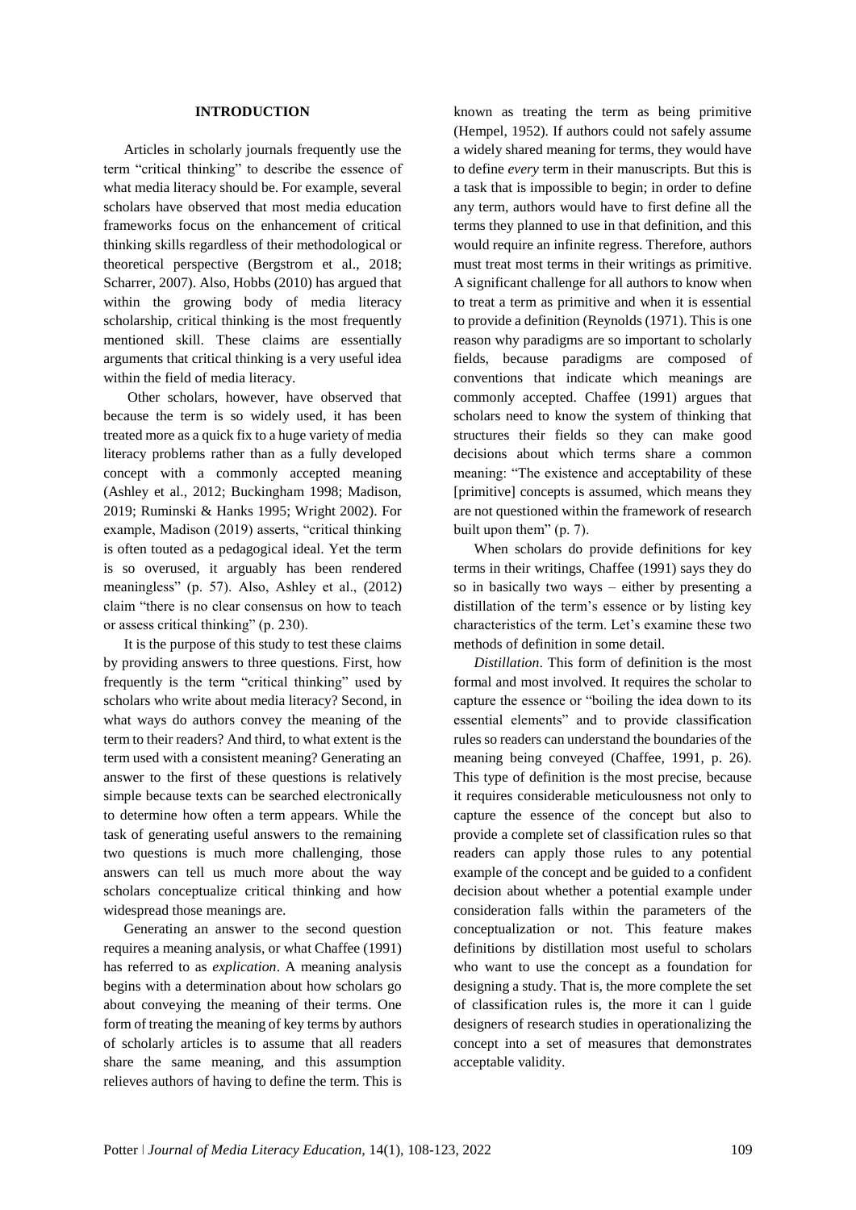## INTRODUCTION

Articles in scholarly journals frequently use the term "critical thinking" to describe the essence of what media literacy should be. For example, several scholars have observed that most media education frameworks focus on the enhancement of critical thinking skills regardless of their methodological or theoretical perspective (Bergstrom et al., 2018; Scharrer, 2007). Also, Hobbs (2010) has argued that within the growing body of media literacy scholarship, critical thinking is the most frequently mentioned skill. These claims are essentially arguments that critical thinking is a very useful idea within the field of media literacy.

Other scholars, however, have observed that because the term is so widely used, it has been treated more as a quick fix to a huge variety of media literacy problems rather than as a fully developed concept with a commonly accepted meaning (Ashley et al., 2012; Buckingham 1998; Madison, 2019; Ruminski & Hanks 1995; Wright 2002). For example, Madison (2019) asserts, "critical thinking is often touted as a pedagogical ideal. Yet the term is so overused, it arguably has been rendered meaningless" (p. 57). Also, Ashley et al., (2012) claim "there is no clear consensus on how to teach or assess critical thinking" (p. 230).

It is the purpose of this study to test these claims by providing answers to three questions. First, how frequently is the term "critical thinking" used by scholars who write about media literacy? Second, in what ways do authors convey the meaning of the term to their readers? And third, to what extent is the term used with a consistent meaning? Generating an answer to the first of these questions is relatively simple because texts can be searched electronically to determine how often a term appears. While the task of generating useful answers to the remaining two questions is much more challenging, those answers can tell us much more about the way scholars conceptualize critical thinking and how widespread those meanings are.

Generating an answer to the second question requires a meaning analysis, or what Chaffee (1991) has referred to as *explication*. A meaning analysis begins with a determination about how scholars go about conveying the meaning of their terms. One form of treating the meaning of key terms by authors of scholarly articles is to assume that all readers share the same meaning, and this assumption relieves authors of having to define the term. This is known as treating the term as being primitive (Hempel, 1952). If authors could not safely assume a widely shared meaning for terms, they would have to define *every* term in their manuscripts. But this is a task that is impossible to begin; in order to define any term, authors would have to first define all the terms they planned to use in that definition, and this would require an infinite regress. Therefore, authors must treat most terms in their writings as primitive. A significant challenge for all authors to know when to treat a term as primitive and when it is essential to provide a definition (Reynolds (1971). This is one reason why paradigms are so important to scholarly fields, because paradigms are composed of conventions that indicate which meanings are commonly accepted. Chaffee (1991) argues that scholars need to know the system of thinking that structures their fields so they can make good decisions about which terms share a common meaning: "The existence and acceptability of these [primitive] concepts is assumed, which means they are not questioned within the framework of research built upon them" (p. 7).

When scholars do provide definitions for key terms in their writings, Chaffee (1991) says they do so in basically two ways – either by presenting a distillation of the term's essence or by listing key characteristics of the term. Let's examine these two methods of definition in some detail.

*Distillation*. This form of definition is the most formal and most involved. It requires the scholar to capture the essence or "boiling the idea down to its essential elements" and to provide classification rules so readers can understand the boundaries of the meaning being conveyed (Chaffee, 1991, p. 26). This type of definition is the most precise, because it requires considerable meticulousness not only to capture the essence of the concept but also to provide a complete set of classification rules so that readers can apply those rules to any potential example of the concept and be guided to a confident decision about whether a potential example under consideration falls within the parameters of the conceptualization or not. This feature makes definitions by distillation most useful to scholars who want to use the concept as a foundation for designing a study. That is, the more complete the set of classification rules is, the more it can l guide designers of research studies in operationalizing the concept into a set of measures that demonstrates acceptable validity.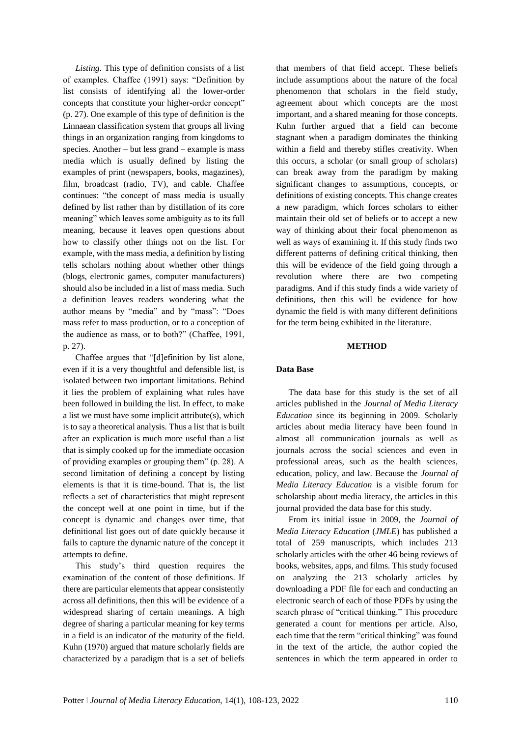*Listing*. This type of definition consists of a list of examples. Chaffee (1991) says: "Definition by list consists of identifying all the lower-order concepts that constitute your higher-order concept" (p. 27). One example of this type of definition is the Linnaean classification system that groups all living things in an organization ranging from kingdoms to species. Another – but less grand – example is mass media which is usually defined by listing the examples of print (newspapers, books, magazines), film, broadcast (radio, TV), and cable. Chaffee continues: "the concept of mass media is usually defined by list rather than by distillation of its core meaning" which leaves some ambiguity as to its full meaning, because it leaves open questions about how to classify other things not on the list. For example, with the mass media, a definition by listing tells scholars nothing about whether other things (blogs, electronic games, computer manufacturers) should also be included in a list of mass media. Such a definition leaves readers wondering what the author means by "media" and by "mass": "Does mass refer to mass production, or to a conception of the audience as mass, or to both?" (Chaffee, 1991, p. 27).

Chaffee argues that "[d]efinition by list alone, even if it is a very thoughtful and defensible list, is isolated between two important limitations. Behind it lies the problem of explaining what rules have been followed in building the list. In effect, to make a list we must have some implicit attribute(s), which is to say a theoretical analysis. Thus a list that is built after an explication is much more useful than a list that is simply cooked up for the immediate occasion of providing examples or grouping them" (p. 28). A second limitation of defining a concept by listing elements is that it is time-bound. That is, the list reflects a set of characteristics that might represent the concept well at one point in time, but if the concept is dynamic and changes over time, that definitional list goes out of date quickly because it fails to capture the dynamic nature of the concept it attempts to define.

This study's third question requires the examination of the content of those definitions. If there are particular elements that appear consistently across all definitions, then this will be evidence of a widespread sharing of certain meanings. A high degree of sharing a particular meaning for key terms in a field is an indicator of the maturity of the field. Kuhn (1970) argued that mature scholarly fields are characterized by a paradigm that is a set of beliefs that members of that field accept. These beliefs include assumptions about the nature of the focal phenomenon that scholars in the field study, agreement about which concepts are the most important, and a shared meaning for those concepts. Kuhn further argued that a field can become stagnant when a paradigm dominates the thinking within a field and thereby stifles creativity. When this occurs, a scholar (or small group of scholars) can break away from the paradigm by making significant changes to assumptions, concepts, or definitions of existing concepts. This change creates a new paradigm, which forces scholars to either maintain their old set of beliefs or to accept a new way of thinking about their focal phenomenon as well as ways of examining it. If this study finds two different patterns of defining critical thinking, then this will be evidence of the field going through a revolution where there are two competing paradigms. And if this study finds a wide variety of definitions, then this will be evidence for how dynamic the field is with many different definitions for the term being exhibited in the literature.

## METHOD

### Data Base

The data base for this study is the set of all articles published in the *Journal of Media Literacy Education* since its beginning in 2009. Scholarly articles about media literacy have been found in almost all communication journals as well as journals across the social sciences and even in professional areas, such as the health sciences, education, policy, and law. Because the *Journal of Media Literacy Education* is a visible forum for scholarship about media literacy, the articles in this journal provided the data base for this study.

From its initial issue in 2009, the *Journal of Media Literacy Education* (*JMLE*) has published a total of 259 manuscripts, which includes 213 scholarly articles with the other 46 being reviews of books, websites, apps, and films. This study focused on analyzing the 213 scholarly articles by downloading a PDF file for each and conducting an electronic search of each of those PDFs by using the search phrase of "critical thinking." This procedure generated a count for mentions per article. Also, each time that the term "critical thinking" was found in the text of the article, the author copied the sentences in which the term appeared in order to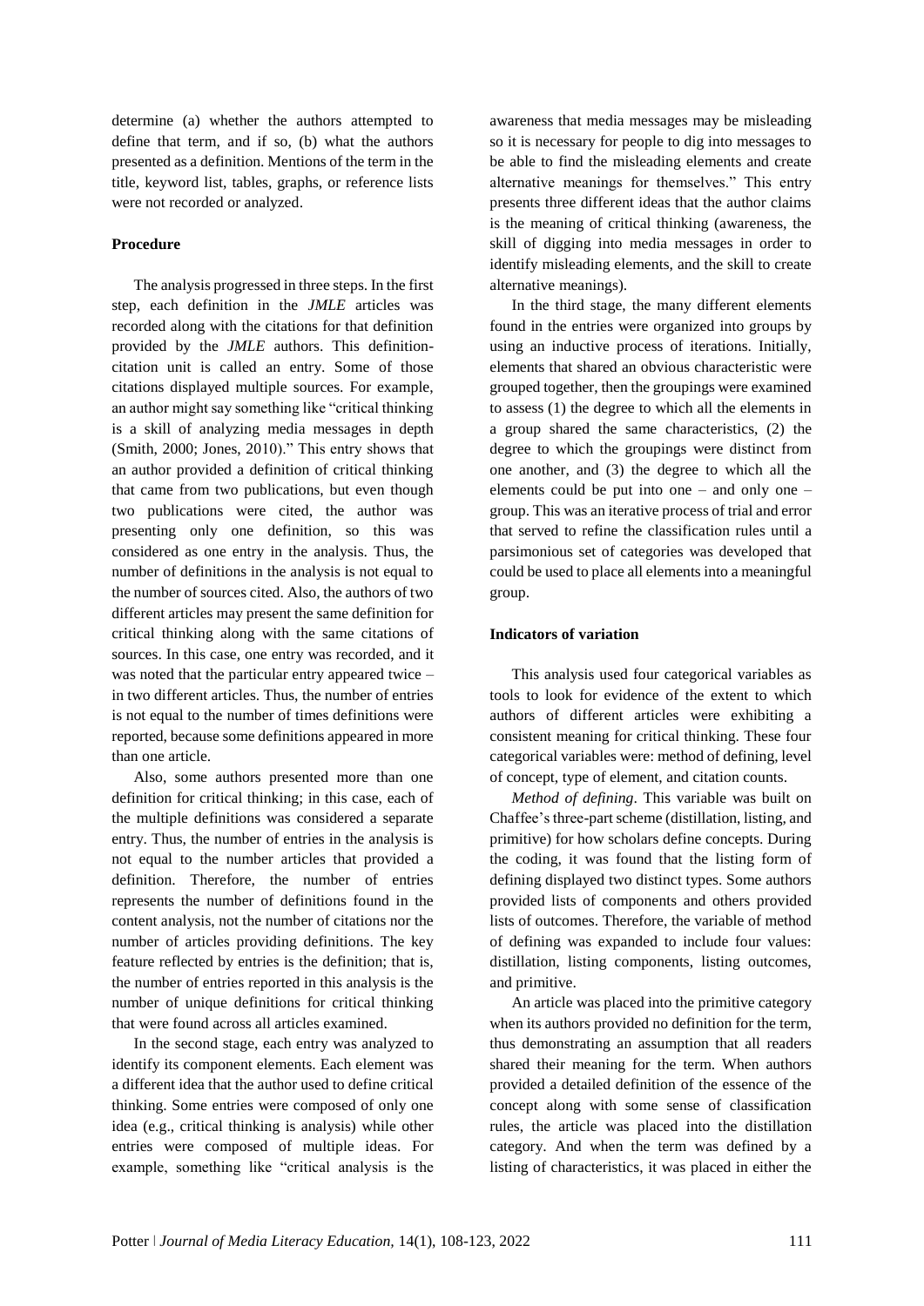determine (a) whether the authors attempted to define that term, and if so, (b) what the authors presented as a definition. Mentions of the term in the title, keyword list, tables, graphs, or reference lists were not recorded or analyzed.

### Procedure

The analysis progressed in three steps. In the first step, each definition in the *JMLE* articles was recorded along with the citations for that definition provided by the *JMLE* authors. This definition-citation unit is called an entry. Some of those citations displayed multiple sources. For example, an author might say something like "critical thinking is a skill of analyzing media messages in depth (Smith, 2000; Jones, 2010)." This entry shows that an author provided a definition of critical thinking that came from two publications, but even though two publications were cited, the author was presenting only one definition, so this was considered as one entry in the analysis. Thus, the number of definitions in the analysis is not equal to the number of sources cited. Also, the authors of two different articles may present the same definition for critical thinking along with the same citations of sources. In this case, one entry was recorded, and it was noted that the particular entry appeared twice – in two different articles. Thus, the number of entries is not equal to the number of times definitions were reported, because some definitions appeared in more than one article.

Also, some authors presented more than one definition for critical thinking; in this case, each of the multiple definitions was considered a separate entry. Thus, the number of entries in the analysis is not equal to the number articles that provided a definition. Therefore, the number of entries represents the number of definitions found in the content analysis, not the number of citations nor the number of articles providing definitions. The key feature reflected by entries is the definition; that is, the number of entries reported in this analysis is the number of unique definitions for critical thinking that were found across all articles examined.

In the second stage, each entry was analyzed to identify its component elements. Each element was a different idea that the author used to define critical thinking. Some entries were composed of only one idea (e.g., critical thinking is analysis) while other entries were composed of multiple ideas. For example, something like "critical analysis is the awareness that media messages may be misleading so it is necessary for people to dig into messages to be able to find the misleading elements and create alternative meanings for themselves." This entry presents three different ideas that the author claims is the meaning of critical thinking (awareness, the skill of digging into media messages in order to identify misleading elements, and the skill to create alternative meanings).

In the third stage, the many different elements found in the entries were organized into groups by using an inductive process of iterations. Initially, elements that shared an obvious characteristic were grouped together, then the groupings were examined to assess (1) the degree to which all the elements in a group shared the same characteristics, (2) the degree to which the groupings were distinct from one another, and (3) the degree to which all the elements could be put into one – and only one – group. This was an iterative process of trial and error that served to refine the classification rules until a parsimonious set of categories was developed that could be used to place all elements into a meaningful group.

### Indicators of variation

This analysis used four categorical variables as tools to look for evidence of the extent to which authors of different articles were exhibiting a consistent meaning for critical thinking. These four categorical variables were: method of defining, level of concept, type of element, and citation counts.

*Method of defining*. This variable was built on Chaffee's three-part scheme (distillation, listing, and primitive) for how scholars define concepts. During the coding, it was found that the listing form of defining displayed two distinct types. Some authors provided lists of components and others provided lists of outcomes. Therefore, the variable of method of defining was expanded to include four values: distillation, listing components, listing outcomes, and primitive.

An article was placed into the primitive category when its authors provided no definition for the term, thus demonstrating an assumption that all readers shared their meaning for the term. When authors provided a detailed definition of the essence of the concept along with some sense of classification rules, the article was placed into the distillation category. And when the term was defined by a listing of characteristics, it was placed in either the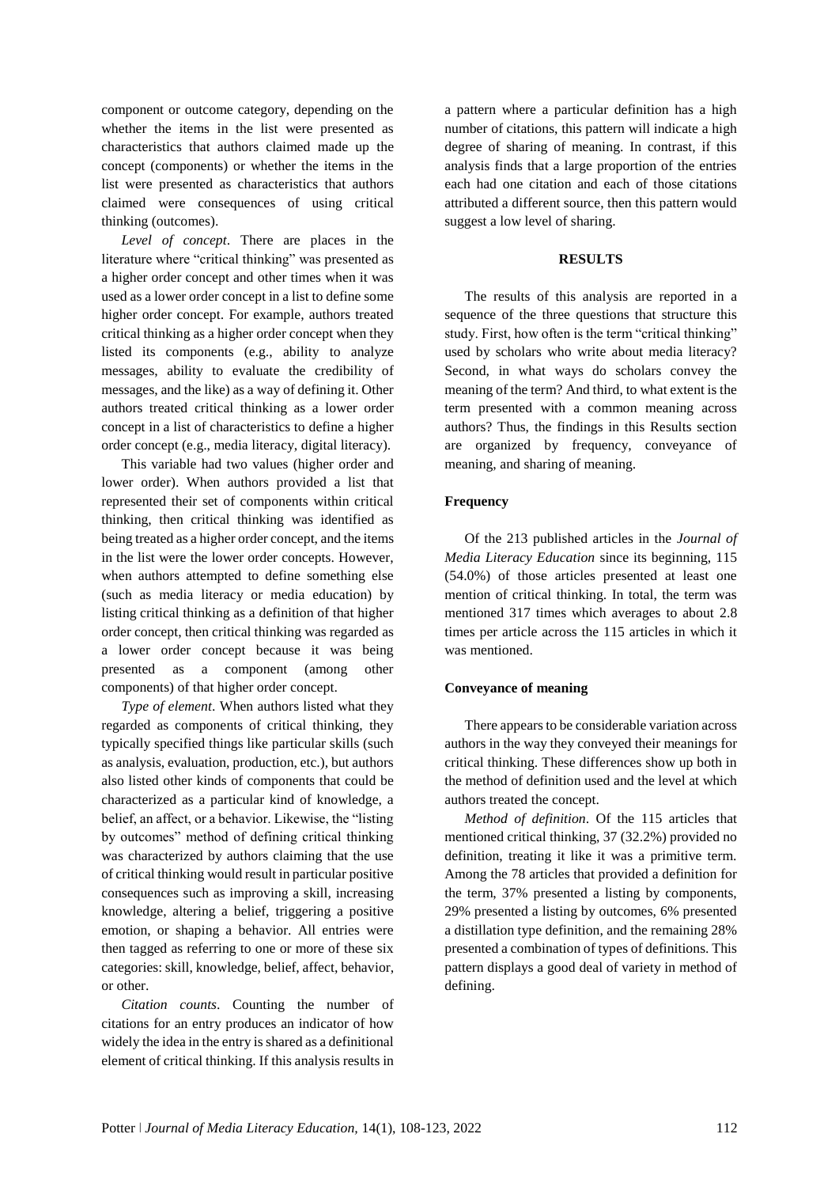component or outcome category, depending on the whether the items in the list were presented as characteristics that authors claimed made up the concept (components) or whether the items in the list were presented as characteristics that authors claimed were consequences of using critical thinking (outcomes).

*Level of concept*. There are places in the literature where "critical thinking" was presented as a higher order concept and other times when it was used as a lower order concept in a list to define some higher order concept. For example, authors treated critical thinking as a higher order concept when they listed its components (e.g., ability to analyze messages, ability to evaluate the credibility of messages, and the like) as a way of defining it. Other authors treated critical thinking as a lower order concept in a list of characteristics to define a higher order concept (e.g., media literacy, digital literacy).

This variable had two values (higher order and lower order). When authors provided a list that represented their set of components within critical thinking, then critical thinking was identified as being treated as a higher order concept, and the items in the list were the lower order concepts. However, when authors attempted to define something else (such as media literacy or media education) by listing critical thinking as a definition of that higher order concept, then critical thinking was regarded as a lower order concept because it was being presented as a component (among other components) of that higher order concept.

*Type of element*. When authors listed what they regarded as components of critical thinking, they typically specified things like particular skills (such as analysis, evaluation, production, etc.), but authors also listed other kinds of components that could be characterized as a particular kind of knowledge, a belief, an affect, or a behavior. Likewise, the "listing by outcomes" method of defining critical thinking was characterized by authors claiming that the use of critical thinking would result in particular positive consequences such as improving a skill, increasing knowledge, altering a belief, triggering a positive emotion, or shaping a behavior. All entries were then tagged as referring to one or more of these six categories: skill, knowledge, belief, affect, behavior, or other.

*Citation counts*. Counting the number of citations for an entry produces an indicator of how widely the idea in the entry is shared as a definitional element of critical thinking. If this analysis results in a pattern where a particular definition has a high number of citations, this pattern will indicate a high degree of sharing of meaning. In contrast, if this analysis finds that a large proportion of the entries each had one citation and each of those citations attributed a different source, then this pattern would suggest a low level of sharing.

## RESULTS

The results of this analysis are reported in a sequence of the three questions that structure this study. First, how often is the term "critical thinking" used by scholars who write about media literacy? Second, in what ways do scholars convey the meaning of the term? And third, to what extent is the term presented with a common meaning across authors? Thus, the findings in this Results section are organized by frequency, conveyance of meaning, and sharing of meaning.

### Frequency

Of the 213 published articles in the *Journal of Media Literacy Education* since its beginning, 115 (54.0%) of those articles presented at least one mention of critical thinking. In total, the term was mentioned 317 times which averages to about 2.8 times per article across the 115 articles in which it was mentioned.

### Conveyance of meaning

There appears to be considerable variation across authors in the way they conveyed their meanings for critical thinking. These differences show up both in the method of definition used and the level at which authors treated the concept.

*Method of definition*. Of the 115 articles that mentioned critical thinking, 37 (32.2%) provided no definition, treating it like it was a primitive term. Among the 78 articles that provided a definition for the term, 37% presented a listing by components, 29% presented a listing by outcomes, 6% presented a distillation type definition, and the remaining 28% presented a combination of types of definitions. This pattern displays a good deal of variety in method of defining.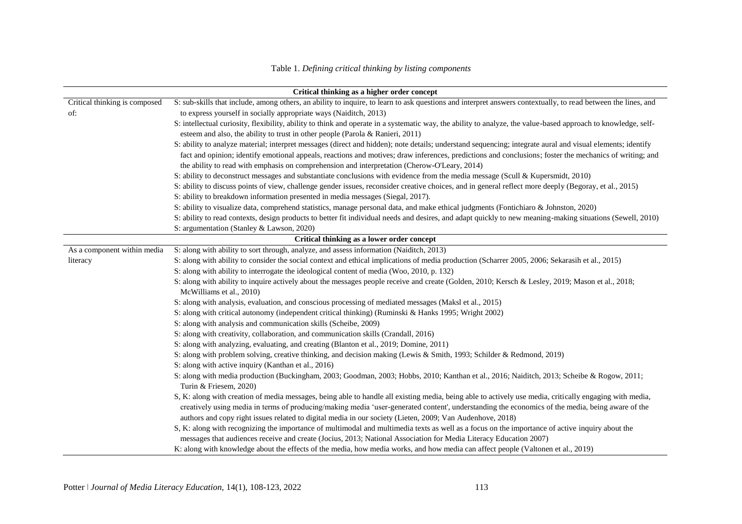Table 1. *Defining critical thinking by listing components*

| Critical thinking as a higher order concept | |
|---|---|
| Critical thinking is composed of: | S: sub-skills that include, among others, an ability to inquire, to learn to ask questions and interpret answers contextually, to read between the lines, and to express yourself in socially appropriate ways (Naiditch, 2013) |
| | S: intellectual curiosity, flexibility, ability to think and operate in a systematic way, the ability to analyze, the value-based approach to knowledge, self-esteem and also, the ability to trust in other people (Parola & Ranieri, 2011) |
| | S: ability to analyze material; interpret messages (direct and hidden); note details; understand sequencing; integrate aural and visual elements; identify fact and opinion; identify emotional appeals, reactions and motives; draw inferences, predictions and conclusions; foster the mechanics of writing; and the ability to read with emphasis on comprehension and interpretation (Cherow-O'Leary, 2014) |
| | S: ability to deconstruct messages and substantiate conclusions with evidence from the media message (Scull & Kupersmidt, 2010) |
| | S: ability to discuss points of view, challenge gender issues, reconsider creative choices, and in general reflect more deeply (Begoray, et al., 2015) |
| | S: ability to breakdown information presented in media messages (Siegal, 2017). |
| | S: ability to visualize data, comprehend statistics, manage personal data, and make ethical judgments (Fontichiaro & Johnston, 2020) |
| | S: ability to read contexts, design products to better fit individual needs and desires, and adapt quickly to new meaning-making situations (Sewell, 2010) |
| | S: argumentation (Stanley & Lawson, 2020) |
| **Critical thinking as a lower order concept** | |
| As a component within media literacy | S: along with ability to sort through, analyze, and assess information (Naiditch, 2013) |
| | S: along with ability to consider the social context and ethical implications of media production (Scharrer 2005, 2006; Sekarasih et al., 2015) |
| | S: along with ability to interrogate the ideological content of media (Woo, 2010, p. 132) |
| | S: along with ability to inquire actively about the messages people receive and create (Golden, 2010; Kersch & Lesley, 2019; Mason et al., 2018; McWilliams et al., 2010) |
| | S: along with analysis, evaluation, and conscious processing of mediated messages (Maksl et al., 2015) |
| | S: along with critical autonomy (independent critical thinking) (Ruminski & Hanks 1995; Wright 2002) |
| | S: along with analysis and communication skills (Scheibe, 2009) |
| | S: along with creativity, collaboration, and communication skills (Crandall, 2016) |
| | S: along with analyzing, evaluating, and creating (Blanton et al., 2019; Domine, 2011) |
| | S: along with problem solving, creative thinking, and decision making (Lewis & Smith, 1993; Schilder & Redmond, 2019) |
| | S: along with active inquiry (Kanthan et al., 2016) |
| | S: along with media production (Buckingham, 2003; Goodman, 2003; Hobbs, 2010; Kanthan et al., 2016; Naiditch, 2013; Scheibe & Rogow, 2011; Turin & Friesem, 2020) |
| | S, K: along with creation of media messages, being able to handle all existing media, being able to actively use media, critically engaging with media, creatively using media in terms of producing/making media 'user-generated content', understanding the economics of the media, being aware of the authors and copy right issues related to digital media in our society (Lieten, 2009; Van Audenhove, 2018) |
| | S, K: along with recognizing the importance of multimodal and multimedia texts as well as a focus on the importance of active inquiry about the messages that audiences receive and create (Jocius, 2013; National Association for Media Literacy Education 2007) |
| | K: along with knowledge about the effects of the media, how media works, and how media can affect people (Valtonen et al., 2019) |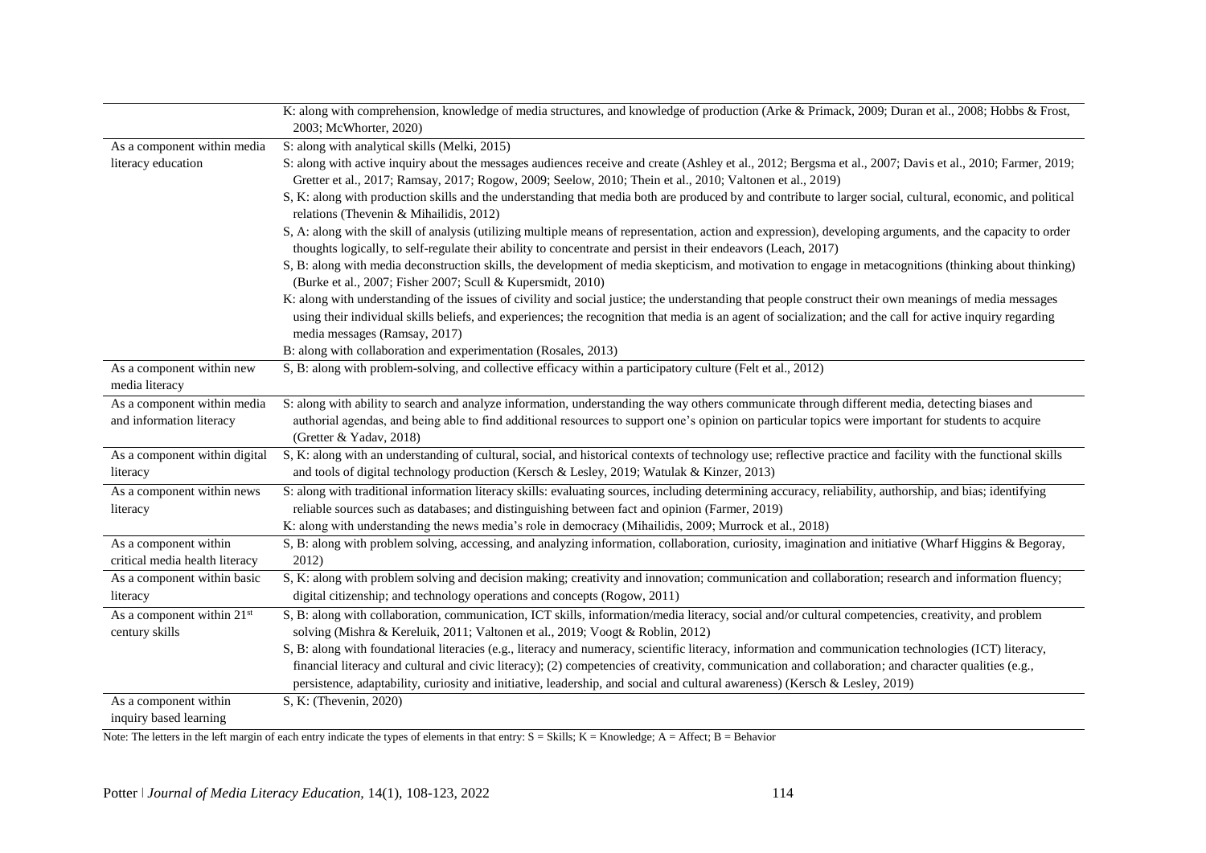| | |
|---|---|
| | K: along with comprehension, knowledge of media structures, and knowledge of production (Arke & Primack, 2009; Duran et al., 2008; Hobbs & Frost, 2003; McWhorter, 2020) |
| As a component within media literacy education | S: along with analytical skills (Melki, 2015) |
| | S: along with active inquiry about the messages audiences receive and create (Ashley et al., 2012; Bergsma et al., 2007; Davis et al., 2010; Farmer, 2019; Gretter et al., 2017; Ramsay, 2017; Rogow, 2009; Seelow, 2010; Thein et al., 2010; Valtonen et al., 2019) |
| | S, K: along with production skills and the understanding that media both are produced by and contribute to larger social, cultural, economic, and political relations (Thevenin & Mihailidis, 2012) |
| | S, A: along with the skill of analysis (utilizing multiple means of representation, action and expression), developing arguments, and the capacity to order thoughts logically, to self-regulate their ability to concentrate and persist in their endeavors (Leach, 2017) |
| | S, B: along with media deconstruction skills, the development of media skepticism, and motivation to engage in metacognitions (thinking about thinking) (Burke et al., 2007; Fisher 2007; Scull & Kupersmidt, 2010) |
| | K: along with understanding of the issues of civility and social justice; the understanding that people construct their own meanings of media messages using their individual skills beliefs, and experiences; the recognition that media is an agent of socialization; and the call for active inquiry regarding media messages (Ramsay, 2017) |
| | B: along with collaboration and experimentation (Rosales, 2013) |
| As a component within new media literacy | S, B: along with problem-solving, and collective efficacy within a participatory culture (Felt et al., 2012) |
| As a component within media and information literacy | S: along with ability to search and analyze information, understanding the way others communicate through different media, detecting biases and authorial agendas, and being able to find additional resources to support one's opinion on particular topics were important for students to acquire (Gretter & Yadav, 2018) |
| As a component within digital literacy | S, K: along with an understanding of cultural, social, and historical contexts of technology use; reflective practice and facility with the functional skills and tools of digital technology production (Kersch & Lesley, 2019; Watulak & Kinzer, 2013) |
| As a component within news literacy | S: along with traditional information literacy skills: evaluating sources, including determining accuracy, reliability, authorship, and bias; identifying reliable sources such as databases; and distinguishing between fact and opinion (Farmer, 2019) |
| | K: along with understanding the news media's role in democracy (Mihailidis, 2009; Murrock et al., 2018) |
| As a component within critical media health literacy | S, B: along with problem solving, accessing, and analyzing information, collaboration, curiosity, imagination and initiative (Wharf Higgins & Begoray, 2012) |
| As a component within basic literacy | S, K: along with problem solving and decision making; creativity and innovation; communication and collaboration; research and information fluency; digital citizenship; and technology operations and concepts (Rogow, 2011) |
| As a component within 21[st] century skills | S, B: along with collaboration, communication, ICT skills, information/media literacy, social and/or cultural competencies, creativity, and problem solving (Mishra & Kereluik, 2011; Valtonen et al., 2019; Voogt & Roblin, 2012) |
| | S, B: along with foundational literacies (e.g., literacy and numeracy, scientific literacy, information and communication technologies (ICT) literacy, financial literacy and cultural and civic literacy); (2) competencies of creativity, communication and collaboration; and character qualities (e.g., persistence, adaptability, curiosity and initiative, leadership, and social and cultural awareness) (Kersch & Lesley, 2019) |
| As a component within inquiry based learning | S, K: (Thevenin, 2020) |

Note: The letters in the left margin of each entry indicate the types of elements in that entry: S = Skills; K = Knowledge; A = Affect; B = Behavior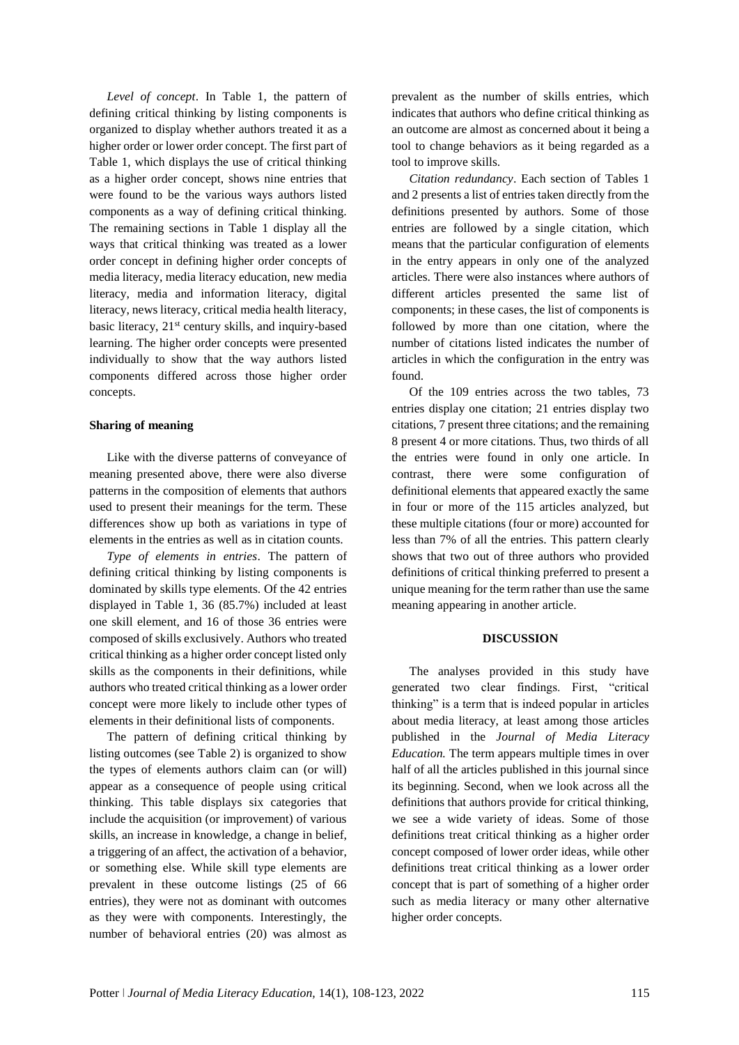*Level of concept*. In Table 1, the pattern of defining critical thinking by listing components is organized to display whether authors treated it as a higher order or lower order concept. The first part of Table 1, which displays the use of critical thinking as a higher order concept, shows nine entries that were found to be the various ways authors listed components as a way of defining critical thinking. The remaining sections in Table 1 display all the ways that critical thinking was treated as a lower order concept in defining higher order concepts of media literacy, media literacy education, new media literacy, media and information literacy, digital literacy, news literacy, critical media health literacy, basic literacy, 21st century skills, and inquiry-based learning. The higher order concepts were presented individually to show that the way authors listed components differed across those higher order concepts.

**Sharing of meaning**

Like with the diverse patterns of conveyance of meaning presented above, there were also diverse patterns in the composition of elements that authors used to present their meanings for the term. These differences show up both as variations in type of elements in the entries as well as in citation counts.

*Type of elements in entries*. The pattern of defining critical thinking by listing components is dominated by skills type elements. Of the 42 entries displayed in Table 1, 36 (85.7%) included at least one skill element, and 16 of those 36 entries were composed of skills exclusively. Authors who treated critical thinking as a higher order concept listed only skills as the components in their definitions, while authors who treated critical thinking as a lower order concept were more likely to include other types of elements in their definitional lists of components.

The pattern of defining critical thinking by listing outcomes (see Table 2) is organized to show the types of elements authors claim can (or will) appear as a consequence of people using critical thinking. This table displays six categories that include the acquisition (or improvement) of various skills, an increase in knowledge, a change in belief, a triggering of an affect, the activation of a behavior, or something else. While skill type elements are prevalent in these outcome listings (25 of 66 entries), they were not as dominant with outcomes as they were with components. Interestingly, the number of behavioral entries (20) was almost as prevalent as the number of skills entries, which indicates that authors who define critical thinking as an outcome are almost as concerned about it being a tool to change behaviors as it being regarded as a tool to improve skills.

*Citation redundancy*. Each section of Tables 1 and 2 presents a list of entries taken directly from the definitions presented by authors. Some of those entries are followed by a single citation, which means that the particular configuration of elements in the entry appears in only one of the analyzed articles. There were also instances where authors of different articles presented the same list of components; in these cases, the list of components is followed by more than one citation, where the number of citations listed indicates the number of articles in which the configuration in the entry was found.

Of the 109 entries across the two tables, 73 entries display one citation; 21 entries display two citations, 7 present three citations; and the remaining 8 present 4 or more citations. Thus, two thirds of all the entries were found in only one article. In contrast, there were some configuration of definitional elements that appeared exactly the same in four or more of the 115 articles analyzed, but these multiple citations (four or more) accounted for less than 7% of all the entries. This pattern clearly shows that two out of three authors who provided definitions of critical thinking preferred to present a unique meaning for the term rather than use the same meaning appearing in another article.

## DISCUSSION

The analyses provided in this study have generated two clear findings. First, "critical thinking" is a term that is indeed popular in articles about media literacy, at least among those articles published in the *Journal of Media Literacy Education.* The term appears multiple times in over half of all the articles published in this journal since its beginning. Second, when we look across all the definitions that authors provide for critical thinking, we see a wide variety of ideas. Some of those definitions treat critical thinking as a higher order concept composed of lower order ideas, while other definitions treat critical thinking as a lower order concept that is part of something of a higher order such as media literacy or many other alternative higher order concepts.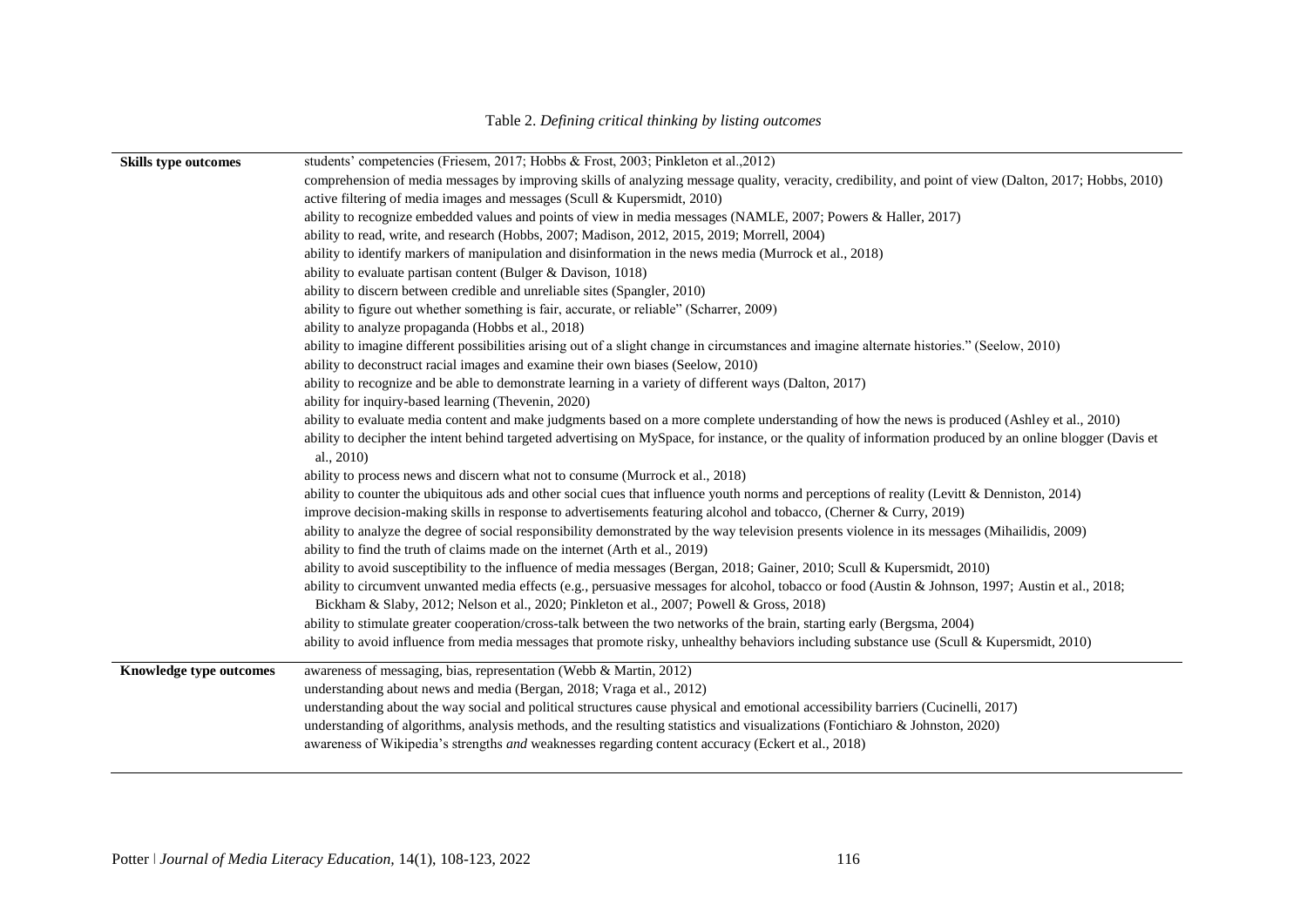Table 2. *Defining critical thinking by listing outcomes*

| | |
|---|---|
| **Skills type outcomes** | students' competencies (Friesem, 2017; Hobbs & Frost, 2003; Pinkleton et al.,2012) |
| | comprehension of media messages by improving skills of analyzing message quality, veracity, credibility, and point of view (Dalton, 2017; Hobbs, 2010) |
| | active filtering of media images and messages (Scull & Kupersmidt, 2010) |
| | ability to recognize embedded values and points of view in media messages (NAMLE, 2007; Powers & Haller, 2017) |
| | ability to read, write, and research (Hobbs, 2007; Madison, 2012, 2015, 2019; Morrell, 2004) |
| | ability to identify markers of manipulation and disinformation in the news media (Murrock et al., 2018) |
| | ability to evaluate partisan content (Bulger & Davison, 1018) |
| | ability to discern between credible and unreliable sites (Spangler, 2010) |
| | ability to figure out whether something is fair, accurate, or reliable" (Scharrer, 2009) |
| | ability to analyze propaganda (Hobbs et al., 2018) |
| | ability to imagine different possibilities arising out of a slight change in circumstances and imagine alternate histories." (Seelow, 2010) |
| | ability to deconstruct racial images and examine their own biases (Seelow, 2010) |
| | ability to recognize and be able to demonstrate learning in a variety of different ways (Dalton, 2017) |
| | ability for inquiry-based learning (Thevenin, 2020) |
| | ability to evaluate media content and make judgments based on a more complete understanding of how the news is produced (Ashley et al., 2010) |
| | ability to decipher the intent behind targeted advertising on MySpace, for instance, or the quality of information produced by an online blogger (Davis et al., 2010) |
| | ability to process news and discern what not to consume (Murrock et al., 2018) |
| | ability to counter the ubiquitous ads and other social cues that influence youth norms and perceptions of reality (Levitt & Denniston, 2014) |
| | improve decision-making skills in response to advertisements featuring alcohol and tobacco, (Cherner & Curry, 2019) |
| | ability to analyze the degree of social responsibility demonstrated by the way television presents violence in its messages (Mihailidis, 2009) |
| | ability to find the truth of claims made on the internet (Arth et al., 2019) |
| | ability to avoid susceptibility to the influence of media messages (Bergan, 2018; Gainer, 2010; Scull & Kupersmidt, 2010) |
| | ability to circumvent unwanted media effects (e.g., persuasive messages for alcohol, tobacco or food (Austin & Johnson, 1997; Austin et al., 2018; Bickham & Slaby, 2012; Nelson et al., 2020; Pinkleton et al., 2007; Powell & Gross, 2018) |
| | ability to stimulate greater cooperation/cross-talk between the two networks of the brain, starting early (Bergsma, 2004) |
| | ability to avoid influence from media messages that promote risky, unhealthy behaviors including substance use (Scull & Kupersmidt, 2010) |
| **Knowledge type outcomes** | awareness of messaging, bias, representation (Webb & Martin, 2012) |
| | understanding about news and media (Bergan, 2018; Vraga et al., 2012) |
| | understanding about the way social and political structures cause physical and emotional accessibility barriers (Cucinelli, 2017) |
| | understanding of algorithms, analysis methods, and the resulting statistics and visualizations (Fontichiaro & Johnston, 2020) |
| | awareness of Wikipedia's strengths *and* weaknesses regarding content accuracy (Eckert et al., 2018) |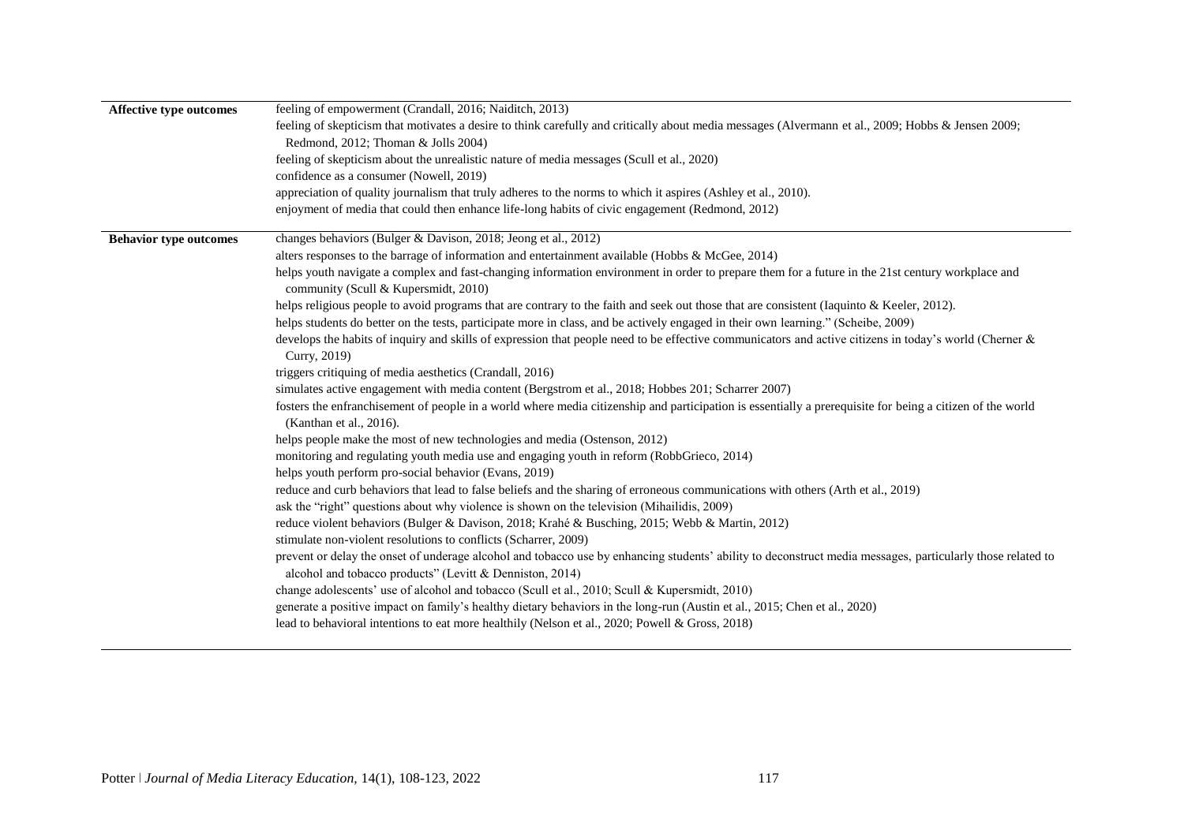| | |
|---|---|
| **Affective type outcomes** | feeling of empowerment (Crandall, 2016; Naiditch, 2013) |
| | feeling of skepticism that motivates a desire to think carefully and critically about media messages (Alvermann et al., 2009; Hobbs & Jensen 2009; Redmond, 2012; Thoman & Jolls 2004) |
| | feeling of skepticism about the unrealistic nature of media messages (Scull et al., 2020) |
| | confidence as a consumer (Nowell, 2019) |
| | appreciation of quality journalism that truly adheres to the norms to which it aspires (Ashley et al., 2010). |
| | enjoyment of media that could then enhance life-long habits of civic engagement (Redmond, 2012) |
| **Behavior type outcomes** | changes behaviors (Bulger & Davison, 2018; Jeong et al., 2012) |
| | alters responses to the barrage of information and entertainment available (Hobbs & McGee, 2014) |
| | helps youth navigate a complex and fast-changing information environment in order to prepare them for a future in the 21st century workplace and community (Scull & Kupersmidt, 2010) |
| | helps religious people to avoid programs that are contrary to the faith and seek out those that are consistent (Iaquinto & Keeler, 2012). |
| | helps students do better on the tests, participate more in class, and be actively engaged in their own learning." (Scheibe, 2009) |
| | develops the habits of inquiry and skills of expression that people need to be effective communicators and active citizens in today's world (Cherner & Curry, 2019) |
| | triggers critiquing of media aesthetics (Crandall, 2016) |
| | simulates active engagement with media content (Bergstrom et al., 2018; Hobbes 201; Scharrer 2007) |
| | fosters the enfranchisement of people in a world where media citizenship and participation is essentially a prerequisite for being a citizen of the world (Kanthan et al., 2016). |
| | helps people make the most of new technologies and media (Ostenson, 2012) |
| | monitoring and regulating youth media use and engaging youth in reform (RobbGrieco, 2014) |
| | helps youth perform pro-social behavior (Evans, 2019) |
| | reduce and curb behaviors that lead to false beliefs and the sharing of erroneous communications with others (Arth et al., 2019) |
| | ask the "right" questions about why violence is shown on the television (Mihailidis, 2009) |
| | reduce violent behaviors (Bulger & Davison, 2018; Krahé & Busching, 2015; Webb & Martin, 2012) |
| | stimulate non-violent resolutions to conflicts (Scharrer, 2009) |
| | prevent or delay the onset of underage alcohol and tobacco use by enhancing students' ability to deconstruct media messages, particularly those related to alcohol and tobacco products" (Levitt & Denniston, 2014) |
| | change adolescents' use of alcohol and tobacco (Scull et al., 2010; Scull & Kupersmidt, 2010) |
| | generate a positive impact on family's healthy dietary behaviors in the long-run (Austin et al., 2015; Chen et al., 2020) |
| | lead to behavioral intentions to eat more healthily (Nelson et al., 2020; Powell & Gross, 2018) |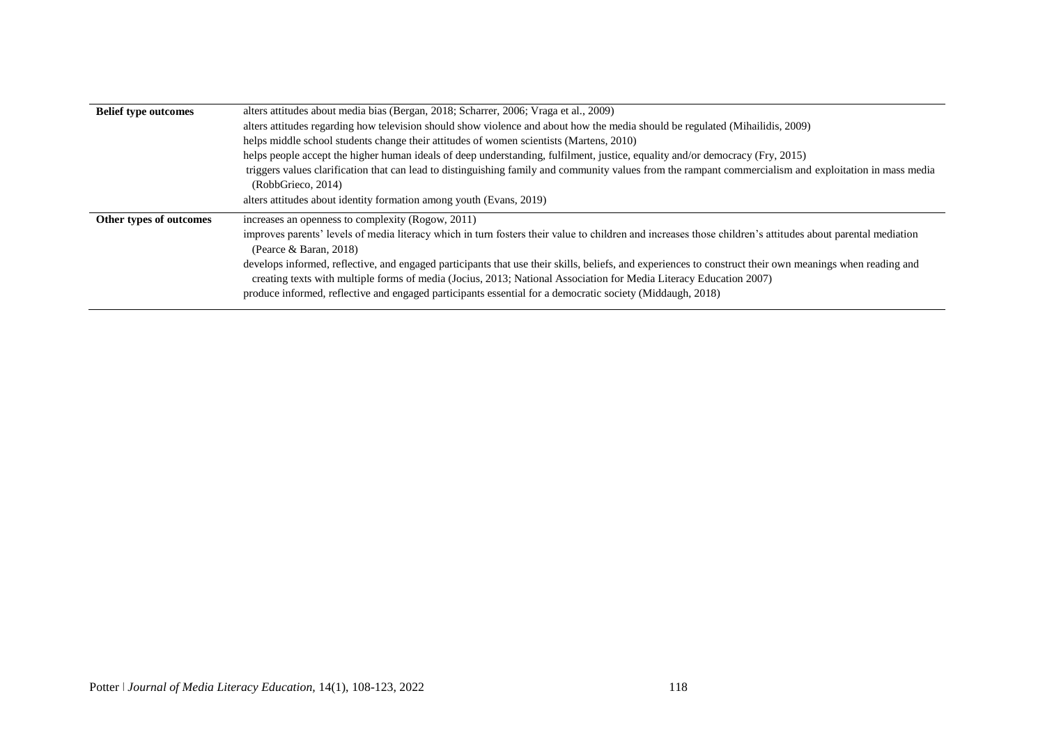| | |
|---|---|
| **Belief type outcomes** | alters attitudes about media bias (Bergan, 2018; Scharrer, 2006; Vraga et al., 2009)<br>alters attitudes regarding how television should show violence and about how the media should be regulated (Mihailidis, 2009)<br>helps middle school students change their attitudes of women scientists (Martens, 2010)<br>helps people accept the higher human ideals of deep understanding, fulfilment, justice, equality and/or democracy (Fry, 2015)<br>triggers values clarification that can lead to distinguishing family and community values from the rampant commercialism and exploitation in mass media (RobbGrieco, 2014)<br>alters attitudes about identity formation among youth (Evans, 2019) |
| **Other types of outcomes** | increases an openness to complexity (Rogow, 2011)<br>improves parents' levels of media literacy which in turn fosters their value to children and increases those children's attitudes about parental mediation (Pearce & Baran, 2018)<br>develops informed, reflective, and engaged participants that use their skills, beliefs, and experiences to construct their own meanings when reading and creating texts with multiple forms of media (Jocius, 2013; National Association for Media Literacy Education 2007)<br>produce informed, reflective and engaged participants essential for a democratic society (Middaugh, 2018) |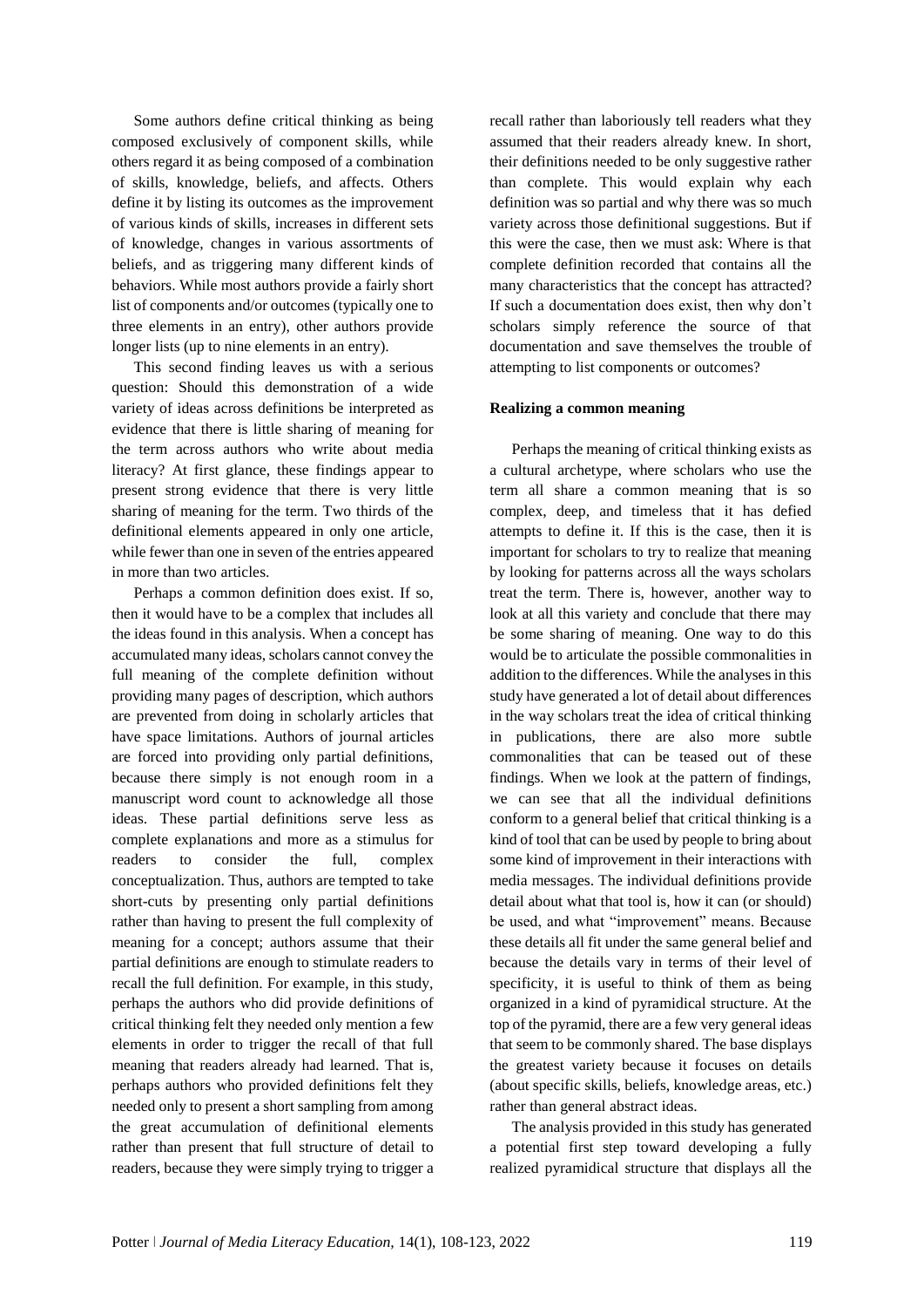Some authors define critical thinking as being composed exclusively of component skills, while others regard it as being composed of a combination of skills, knowledge, beliefs, and affects. Others define it by listing its outcomes as the improvement of various kinds of skills, increases in different sets of knowledge, changes in various assortments of beliefs, and as triggering many different kinds of behaviors. While most authors provide a fairly short list of components and/or outcomes (typically one to three elements in an entry), other authors provide longer lists (up to nine elements in an entry).

This second finding leaves us with a serious question: Should this demonstration of a wide variety of ideas across definitions be interpreted as evidence that there is little sharing of meaning for the term across authors who write about media literacy? At first glance, these findings appear to present strong evidence that there is very little sharing of meaning for the term. Two thirds of the definitional elements appeared in only one article, while fewer than one in seven of the entries appeared in more than two articles.

Perhaps a common definition does exist. If so, then it would have to be a complex that includes all the ideas found in this analysis. When a concept has accumulated many ideas, scholars cannot convey the full meaning of the complete definition without providing many pages of description, which authors are prevented from doing in scholarly articles that have space limitations. Authors of journal articles are forced into providing only partial definitions, because there simply is not enough room in a manuscript word count to acknowledge all those ideas. These partial definitions serve less as complete explanations and more as a stimulus for readers to consider the full, complex conceptualization. Thus, authors are tempted to take short-cuts by presenting only partial definitions rather than having to present the full complexity of meaning for a concept; authors assume that their partial definitions are enough to stimulate readers to recall the full definition. For example, in this study, perhaps the authors who did provide definitions of critical thinking felt they needed only mention a few elements in order to trigger the recall of that full meaning that readers already had learned. That is, perhaps authors who provided definitions felt they needed only to present a short sampling from among the great accumulation of definitional elements rather than present that full structure of detail to readers, because they were simply trying to trigger a recall rather than laboriously tell readers what they assumed that their readers already knew. In short, their definitions needed to be only suggestive rather than complete. This would explain why each definition was so partial and why there was so much variety across those definitional suggestions. But if this were the case, then we must ask: Where is that complete definition recorded that contains all the many characteristics that the concept has attracted? If such a documentation does exist, then why don't scholars simply reference the source of that documentation and save themselves the trouble of attempting to list components or outcomes?

**Realizing a common meaning**

Perhaps the meaning of critical thinking exists as a cultural archetype, where scholars who use the term all share a common meaning that is so complex, deep, and timeless that it has defied attempts to define it. If this is the case, then it is important for scholars to try to realize that meaning by looking for patterns across all the ways scholars treat the term. There is, however, another way to look at all this variety and conclude that there may be some sharing of meaning. One way to do this would be to articulate the possible commonalities in addition to the differences. While the analyses in this study have generated a lot of detail about differences in the way scholars treat the idea of critical thinking in publications, there are also more subtle commonalities that can be teased out of these findings. When we look at the pattern of findings, we can see that all the individual definitions conform to a general belief that critical thinking is a kind of tool that can be used by people to bring about some kind of improvement in their interactions with media messages. The individual definitions provide detail about what that tool is, how it can (or should) be used, and what "improvement" means. Because these details all fit under the same general belief and because the details vary in terms of their level of specificity, it is useful to think of them as being organized in a kind of pyramidical structure. At the top of the pyramid, there are a few very general ideas that seem to be commonly shared. The base displays the greatest variety because it focuses on details (about specific skills, beliefs, knowledge areas, etc.) rather than general abstract ideas.

The analysis provided in this study has generated a potential first step toward developing a fully realized pyramidical structure that displays all the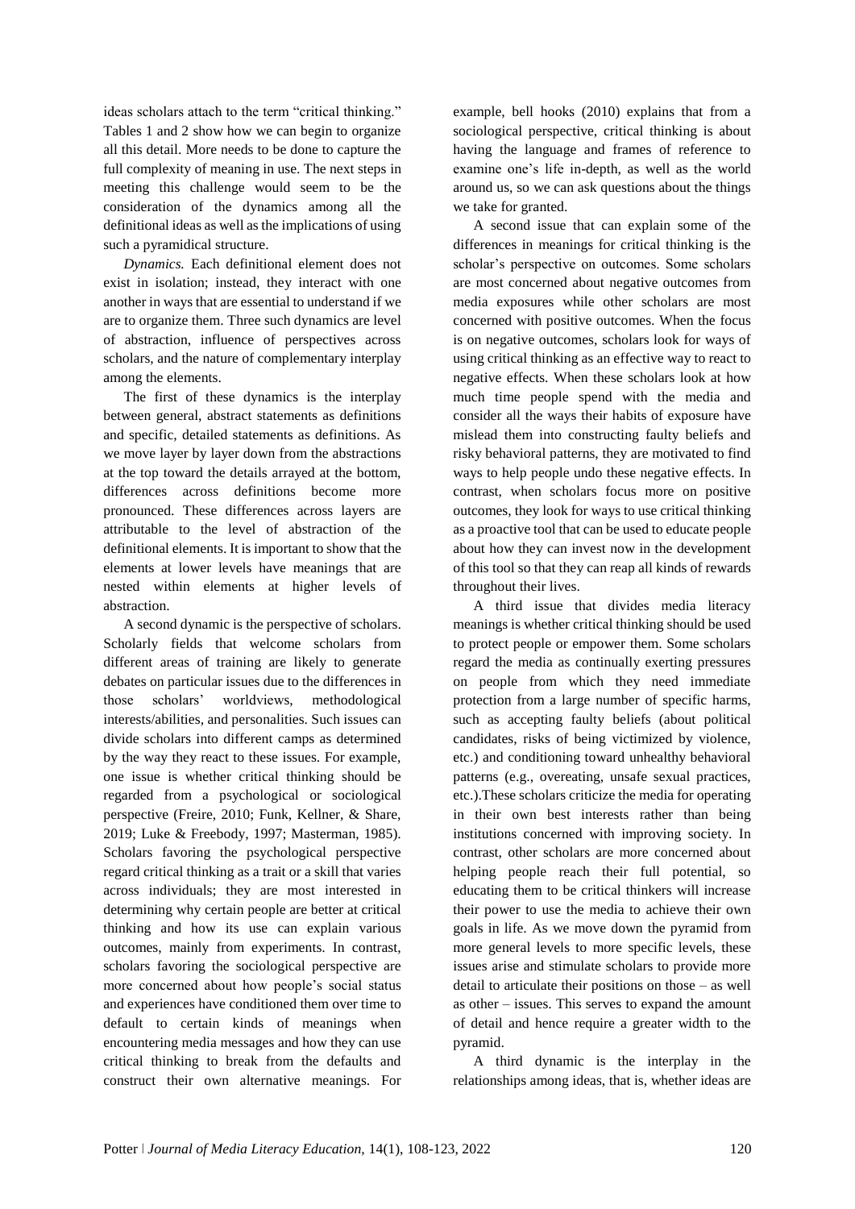ideas scholars attach to the term "critical thinking." Tables 1 and 2 show how we can begin to organize all this detail. More needs to be done to capture the full complexity of meaning in use. The next steps in meeting this challenge would seem to be the consideration of the dynamics among all the definitional ideas as well as the implications of using such a pyramidical structure.

*Dynamics.* Each definitional element does not exist in isolation; instead, they interact with one another in ways that are essential to understand if we are to organize them. Three such dynamics are level of abstraction, influence of perspectives across scholars, and the nature of complementary interplay among the elements.

The first of these dynamics is the interplay between general, abstract statements as definitions and specific, detailed statements as definitions. As we move layer by layer down from the abstractions at the top toward the details arrayed at the bottom, differences across definitions become more pronounced. These differences across layers are attributable to the level of abstraction of the definitional elements. It is important to show that the elements at lower levels have meanings that are nested within elements at higher levels of abstraction.

A second dynamic is the perspective of scholars. Scholarly fields that welcome scholars from different areas of training are likely to generate debates on particular issues due to the differences in those scholars' worldviews, methodological interests/abilities, and personalities. Such issues can divide scholars into different camps as determined by the way they react to these issues. For example, one issue is whether critical thinking should be regarded from a psychological or sociological perspective (Freire, 2010; Funk, Kellner, & Share, 2019; Luke & Freebody, 1997; Masterman, 1985). Scholars favoring the psychological perspective regard critical thinking as a trait or a skill that varies across individuals; they are most interested in determining why certain people are better at critical thinking and how its use can explain various outcomes, mainly from experiments. In contrast, scholars favoring the sociological perspective are more concerned about how people's social status and experiences have conditioned them over time to default to certain kinds of meanings when encountering media messages and how they can use critical thinking to break from the defaults and construct their own alternative meanings. For example, bell hooks (2010) explains that from a sociological perspective, critical thinking is about having the language and frames of reference to examine one's life in-depth, as well as the world around us, so we can ask questions about the things we take for granted.

A second issue that can explain some of the differences in meanings for critical thinking is the scholar's perspective on outcomes. Some scholars are most concerned about negative outcomes from media exposures while other scholars are most concerned with positive outcomes. When the focus is on negative outcomes, scholars look for ways of using critical thinking as an effective way to react to negative effects. When these scholars look at how much time people spend with the media and consider all the ways their habits of exposure have mislead them into constructing faulty beliefs and risky behavioral patterns, they are motivated to find ways to help people undo these negative effects. In contrast, when scholars focus more on positive outcomes, they look for ways to use critical thinking as a proactive tool that can be used to educate people about how they can invest now in the development of this tool so that they can reap all kinds of rewards throughout their lives.

A third issue that divides media literacy meanings is whether critical thinking should be used to protect people or empower them. Some scholars regard the media as continually exerting pressures on people from which they need immediate protection from a large number of specific harms, such as accepting faulty beliefs (about political candidates, risks of being victimized by violence, etc.) and conditioning toward unhealthy behavioral patterns (e.g., overeating, unsafe sexual practices, etc.).These scholars criticize the media for operating in their own best interests rather than being institutions concerned with improving society. In contrast, other scholars are more concerned about helping people reach their full potential, so educating them to be critical thinkers will increase their power to use the media to achieve their own goals in life. As we move down the pyramid from more general levels to more specific levels, these issues arise and stimulate scholars to provide more detail to articulate their positions on those – as well as other – issues. This serves to expand the amount of detail and hence require a greater width to the pyramid.

A third dynamic is the interplay in the relationships among ideas, that is, whether ideas are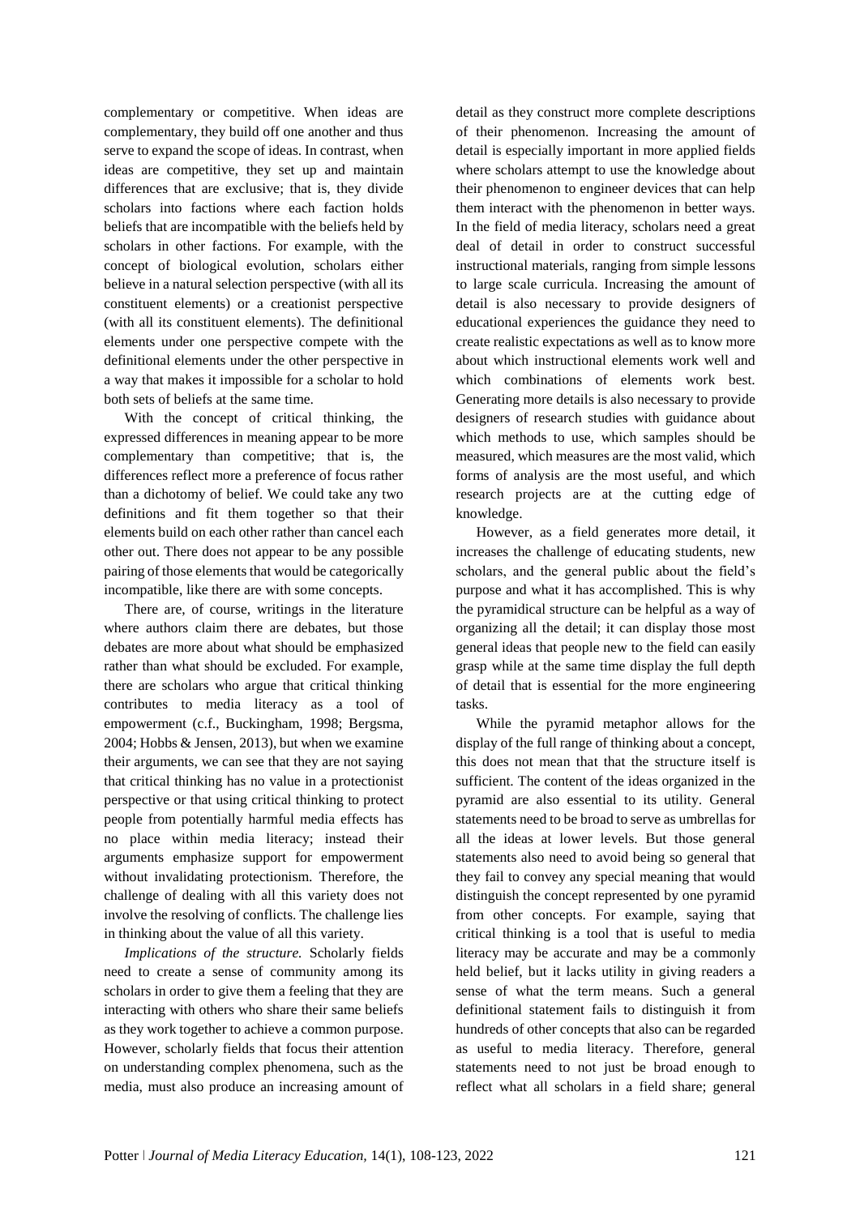complementary or competitive. When ideas are complementary, they build off one another and thus serve to expand the scope of ideas. In contrast, when ideas are competitive, they set up and maintain differences that are exclusive; that is, they divide scholars into factions where each faction holds beliefs that are incompatible with the beliefs held by scholars in other factions. For example, with the concept of biological evolution, scholars either believe in a natural selection perspective (with all its constituent elements) or a creationist perspective (with all its constituent elements). The definitional elements under one perspective compete with the definitional elements under the other perspective in a way that makes it impossible for a scholar to hold both sets of beliefs at the same time.

With the concept of critical thinking, the expressed differences in meaning appear to be more complementary than competitive; that is, the differences reflect more a preference of focus rather than a dichotomy of belief. We could take any two definitions and fit them together so that their elements build on each other rather than cancel each other out. There does not appear to be any possible pairing of those elements that would be categorically incompatible, like there are with some concepts.

There are, of course, writings in the literature where authors claim there are debates, but those debates are more about what should be emphasized rather than what should be excluded. For example, there are scholars who argue that critical thinking contributes to media literacy as a tool of empowerment (c.f., Buckingham, 1998; Bergsma, 2004; Hobbs & Jensen, 2013), but when we examine their arguments, we can see that they are not saying that critical thinking has no value in a protectionist perspective or that using critical thinking to protect people from potentially harmful media effects has no place within media literacy; instead their arguments emphasize support for empowerment without invalidating protectionism. Therefore, the challenge of dealing with all this variety does not involve the resolving of conflicts. The challenge lies in thinking about the value of all this variety.

*Implications of the structure.* Scholarly fields need to create a sense of community among its scholars in order to give them a feeling that they are interacting with others who share their same beliefs as they work together to achieve a common purpose. However, scholarly fields that focus their attention on understanding complex phenomena, such as the media, must also produce an increasing amount of detail as they construct more complete descriptions of their phenomenon. Increasing the amount of detail is especially important in more applied fields where scholars attempt to use the knowledge about their phenomenon to engineer devices that can help them interact with the phenomenon in better ways. In the field of media literacy, scholars need a great deal of detail in order to construct successful instructional materials, ranging from simple lessons to large scale curricula. Increasing the amount of detail is also necessary to provide designers of educational experiences the guidance they need to create realistic expectations as well as to know more about which instructional elements work well and which combinations of elements work best. Generating more details is also necessary to provide designers of research studies with guidance about which methods to use, which samples should be measured, which measures are the most valid, which forms of analysis are the most useful, and which research projects are at the cutting edge of knowledge.

However, as a field generates more detail, it increases the challenge of educating students, new scholars, and the general public about the field's purpose and what it has accomplished. This is why the pyramidical structure can be helpful as a way of organizing all the detail; it can display those most general ideas that people new to the field can easily grasp while at the same time display the full depth of detail that is essential for the more engineering tasks.

While the pyramid metaphor allows for the display of the full range of thinking about a concept, this does not mean that that the structure itself is sufficient. The content of the ideas organized in the pyramid are also essential to its utility. General statements need to be broad to serve as umbrellas for all the ideas at lower levels. But those general statements also need to avoid being so general that they fail to convey any special meaning that would distinguish the concept represented by one pyramid from other concepts. For example, saying that critical thinking is a tool that is useful to media literacy may be accurate and may be a commonly held belief, but it lacks utility in giving readers a sense of what the term means. Such a general definitional statement fails to distinguish it from hundreds of other concepts that also can be regarded as useful to media literacy. Therefore, general statements need to not just be broad enough to reflect what all scholars in a field share; general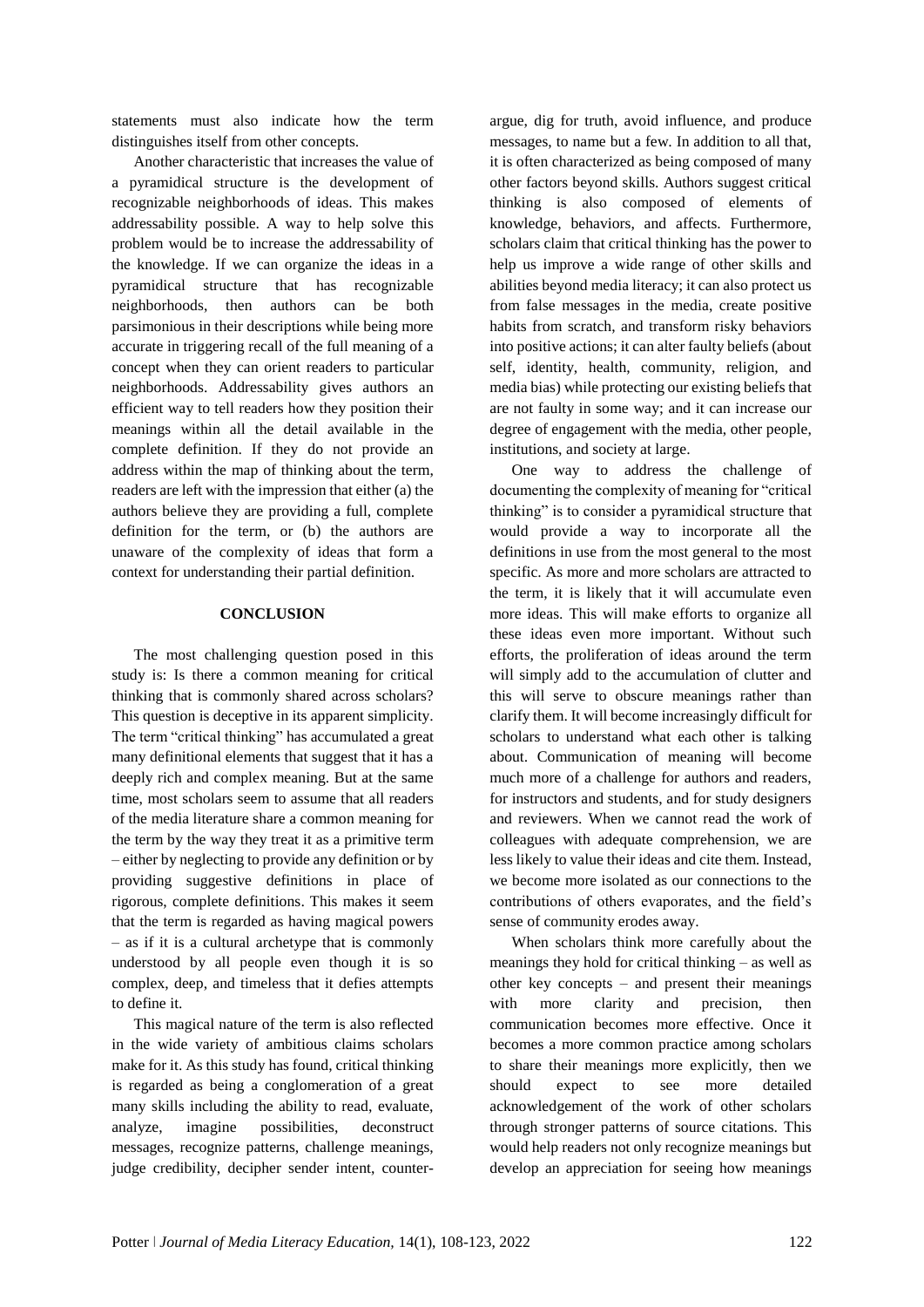statements must also indicate how the term distinguishes itself from other concepts.

Another characteristic that increases the value of a pyramidical structure is the development of recognizable neighborhoods of ideas. This makes addressability possible. A way to help solve this problem would be to increase the addressability of the knowledge. If we can organize the ideas in a pyramidical structure that has recognizable neighborhoods, then authors can be both parsimonious in their descriptions while being more accurate in triggering recall of the full meaning of a concept when they can orient readers to particular neighborhoods. Addressability gives authors an efficient way to tell readers how they position their meanings within all the detail available in the complete definition. If they do not provide an address within the map of thinking about the term, readers are left with the impression that either (a) the authors believe they are providing a full, complete definition for the term, or (b) the authors are unaware of the complexity of ideas that form a context for understanding their partial definition.

## CONCLUSION

The most challenging question posed in this study is: Is there a common meaning for critical thinking that is commonly shared across scholars? This question is deceptive in its apparent simplicity. The term "critical thinking" has accumulated a great many definitional elements that suggest that it has a deeply rich and complex meaning. But at the same time, most scholars seem to assume that all readers of the media literature share a common meaning for the term by the way they treat it as a primitive term – either by neglecting to provide any definition or by providing suggestive definitions in place of rigorous, complete definitions. This makes it seem that the term is regarded as having magical powers – as if it is a cultural archetype that is commonly understood by all people even though it is so complex, deep, and timeless that it defies attempts to define it.

This magical nature of the term is also reflected in the wide variety of ambitious claims scholars make for it. As this study has found, critical thinking is regarded as being a conglomeration of a great many skills including the ability to read, evaluate, analyze, imagine possibilities, deconstruct messages, recognize patterns, challenge meanings, judge credibility, decipher sender intent, counter-argue, dig for truth, avoid influence, and produce messages, to name but a few. In addition to all that, it is often characterized as being composed of many other factors beyond skills. Authors suggest critical thinking is also composed of elements of knowledge, behaviors, and affects. Furthermore, scholars claim that critical thinking has the power to help us improve a wide range of other skills and abilities beyond media literacy; it can also protect us from false messages in the media, create positive habits from scratch, and transform risky behaviors into positive actions; it can alter faulty beliefs (about self, identity, health, community, religion, and media bias) while protecting our existing beliefs that are not faulty in some way; and it can increase our degree of engagement with the media, other people, institutions, and society at large.

One way to address the challenge of documenting the complexity of meaning for "critical thinking" is to consider a pyramidical structure that would provide a way to incorporate all the definitions in use from the most general to the most specific. As more and more scholars are attracted to the term, it is likely that it will accumulate even more ideas. This will make efforts to organize all these ideas even more important. Without such efforts, the proliferation of ideas around the term will simply add to the accumulation of clutter and this will serve to obscure meanings rather than clarify them. It will become increasingly difficult for scholars to understand what each other is talking about. Communication of meaning will become much more of a challenge for authors and readers, for instructors and students, and for study designers and reviewers. When we cannot read the work of colleagues with adequate comprehension, we are less likely to value their ideas and cite them. Instead, we become more isolated as our connections to the contributions of others evaporates, and the field's sense of community erodes away.

When scholars think more carefully about the meanings they hold for critical thinking – as well as other key concepts – and present their meanings with more clarity and precision, then communication becomes more effective. Once it becomes a more common practice among scholars to share their meanings more explicitly, then we should expect to see more detailed acknowledgement of the work of other scholars through stronger patterns of source citations. This would help readers not only recognize meanings but develop an appreciation for seeing how meanings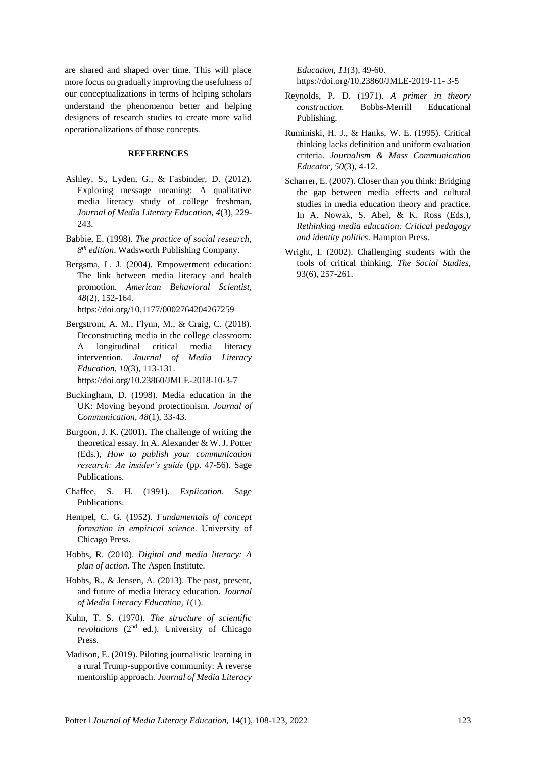are shared and shaped over time. This will place more focus on gradually improving the usefulness of our conceptualizations in terms of helping scholars understand the phenomenon better and helping designers of research studies to create more valid operationalizations of those concepts.

## REFERENCES

Ashley, S., Lyden, G., & Fasbinder, D. (2012). Exploring message meaning: A qualitative media literacy study of college freshman, *Journal of Media Literacy Education, 4*(3), 229-243.

Babbie, E. (1998). *The practice of social research, 8th edition*. Wadsworth Publishing Company.

Bergsma, L. J. (2004). Empowerment education: The link between media literacy and health promotion. *American Behavioral Scientist, 48*(2), 152-164. https://doi.org/10.1177/0002764204267259

Bergstrom, A. M., Flynn, M., & Craig, C. (2018). Deconstructing media in the college classroom: A longitudinal critical media literacy intervention. *Journal of Media Literacy Education, 10*(3), 113-131. https://doi.org/10.23860/JMLE-2018-10-3-7

Buckingham, D. (1998). Media education in the UK: Moving beyond protectionism. *Journal of Communication, 48*(1), 33-43.

Burgoon, J. K. (2001). The challenge of writing the theoretical essay. In A. Alexander & W. J. Potter (Eds.), *How to publish your communication research: An insider's guide* (pp. 47-56). Sage Publications.

Chaffee, S. H. (1991). *Explication*. Sage Publications.

Hempel, C. G. (1952). *Fundamentals of concept formation in empirical science*. University of Chicago Press.

Hobbs, R. (2010). *Digital and media literacy: A plan of action*. The Aspen Institute.

Hobbs, R., & Jensen, A. (2013). The past, present, and future of media literacy education. *Journal of Media Literacy Education, 1*(1).

Kuhn, T. S. (1970). *The structure of scientific revolutions* (2nd ed.). University of Chicago Press.

Madison, E. (2019). Piloting journalistic learning in a rural Trump-supportive community: A reverse mentorship approach. *Journal of Media Literacy Education, 11*(3), 49-60. https://doi.org/10.23860/JMLE-2019-11- 3-5

Reynolds, P. D. (1971). *A primer in theory construction.* Bobbs-Merrill Educational Publishing.

Ruminiski, H. J., & Hanks, W. E. (1995). Critical thinking lacks definition and uniform evaluation criteria. *Journalism & Mass Communication Educator, 50*(3), 4-12.

Scharrer, E. (2007). Closer than you think: Bridging the gap between media effects and cultural studies in media education theory and practice. In A. Nowak, S. Abel, & K. Ross (Eds.), *Rethinking media education: Critical pedagogy and identity politics*. Hampton Press.

Wright, I. (2002). Challenging students with the tools of critical thinking. *The Social Studies*, 93(6), 257-261.